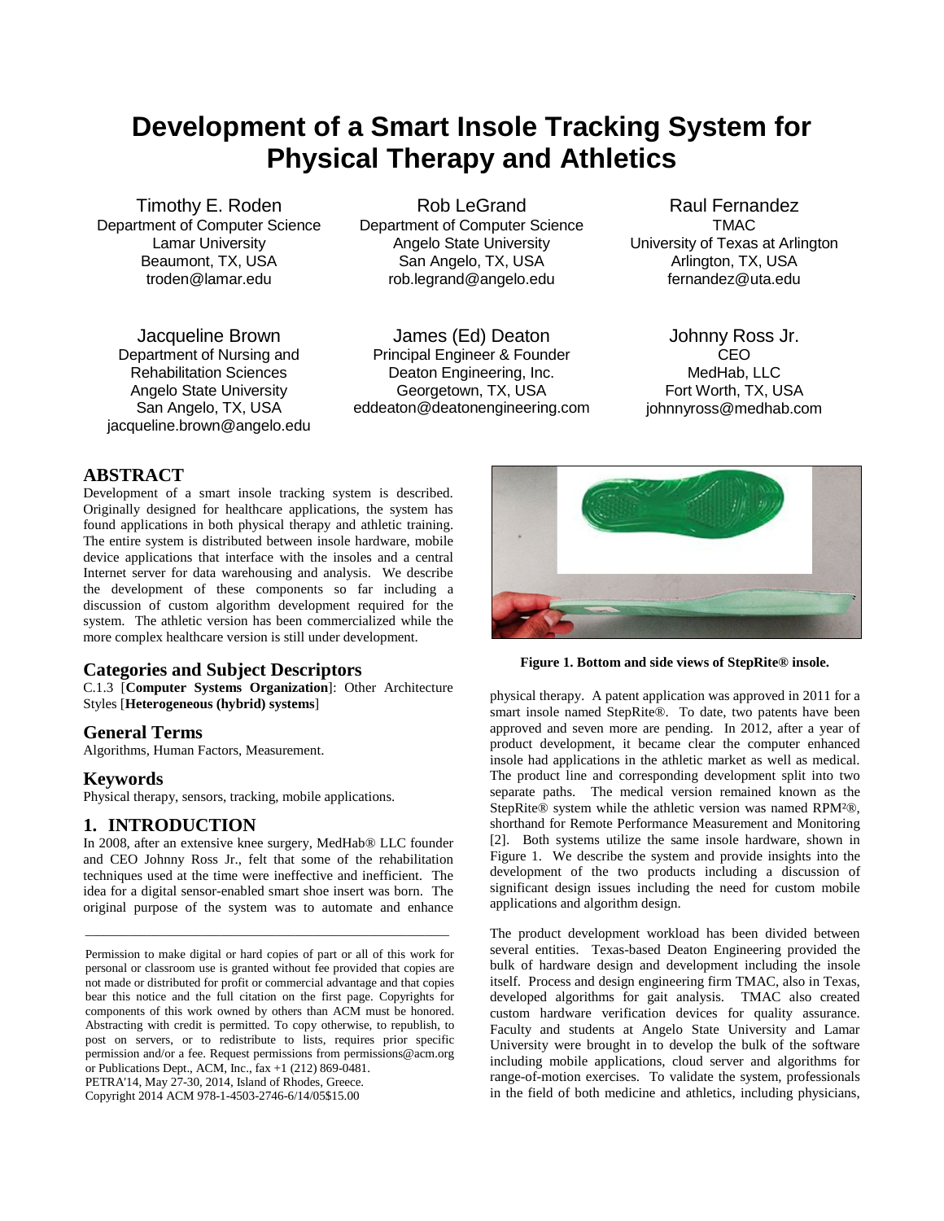# Development of a Smart Insole Tracking System for Physical Therapy and Athletics

Timothy E. Roden
Department of Computer Science
Lamar University
Beaumont, TX, USA
troden@lamar.edu

Rob LeGrand
Department of Computer Science
Angelo State University
San Angelo, TX, USA
rob.legrand@angelo.edu

Raul Fernandez
TMAC
University of Texas at Arlington
Arlington, TX, USA
fernandez@uta.edu

Jacqueline Brown
Department of Nursing and Rehabilitation Sciences
Angelo State University
San Angelo, TX, USA
jacqueline.brown@angelo.edu

James (Ed) Deaton
Principal Engineer & Founder
Deaton Engineering, Inc.
Georgetown, TX, USA
eddeaton@deatonengineering.com

Johnny Ross Jr.
CEO
MedHab, LLC
Fort Worth, TX, USA
johnnyross@medhab.com

## ABSTRACT

Development of a smart insole tracking system is described. Originally designed for healthcare applications, the system has found applications in both physical therapy and athletic training. The entire system is distributed between insole hardware, mobile device applications that interface with the insoles and a central Internet server for data warehousing and analysis. We describe the development of these components so far including a discussion of custom algorithm development required for the system. The athletic version has been commercialized while the more complex healthcare version is still under development.

## Categories and Subject Descriptors

C.1.3 [**Computer Systems Organization**]: Other Architecture Styles [**Heterogeneous (hybrid) systems**]

## General Terms

Algorithms, Human Factors, Measurement.

## Keywords

Physical therapy, sensors, tracking, mobile applications.

## 1. INTRODUCTION

In 2008, after an extensive knee surgery, MedHab® LLC founder and CEO Johnny Ross Jr., felt that some of the rehabilitation techniques used at the time were ineffective and inefficient. The idea for a digital sensor-enabled smart shoe insert was born. The original purpose of the system was to automate and enhance physical therapy. A patent application was approved in 2011 for a smart insole named StepRite®. To date, two patents have been approved and seven more are pending. In 2012, after a year of product development, it became clear the computer enhanced insole had applications in the athletic market as well as medical. The product line and corresponding development split into two separate paths. The medical version remained known as the StepRite® system while the athletic version was named RPM²®, shorthand for Remote Performance Measurement and Monitoring [2]. Both systems utilize the same insole hardware, shown in Figure 1. We describe the system and provide insights into the development of the two products including a discussion of significant design issues including the need for custom mobile applications and algorithm design.

**Figure 1. Bottom and side views of StepRite® insole.**

The product development workload has been divided between several entities. Texas-based Deaton Engineering provided the bulk of hardware design and development including the insole itself. Process and design engineering firm TMAC, also in Texas, developed algorithms for gait analysis. TMAC also created custom hardware verification devices for quality assurance. Faculty and students at Angelo State University and Lamar University were brought in to develop the bulk of the software including mobile applications, cloud server and algorithms for range-of-motion exercises. To validate the system, professionals in the field of both medicine and athletics, including physicians,

Permission to make digital or hard copies of part or all of this work for personal or classroom use is granted without fee provided that copies are not made or distributed for profit or commercial advantage and that copies bear this notice and the full citation on the first page. Copyrights for components of this work owned by others than ACM must be honored. Abstracting with credit is permitted. To copy otherwise, to republish, to post on servers, or to redistribute to lists, requires prior specific permission and/or a fee. Request permissions from permissions@acm.org or Publications Dept., ACM, Inc., fax +1 (212) 869-0481.
PETRA'14, May 27-30, 2014, Island of Rhodes, Greece.
Copyright 2014 ACM 978-1-4503-2746-6/14/05$15.00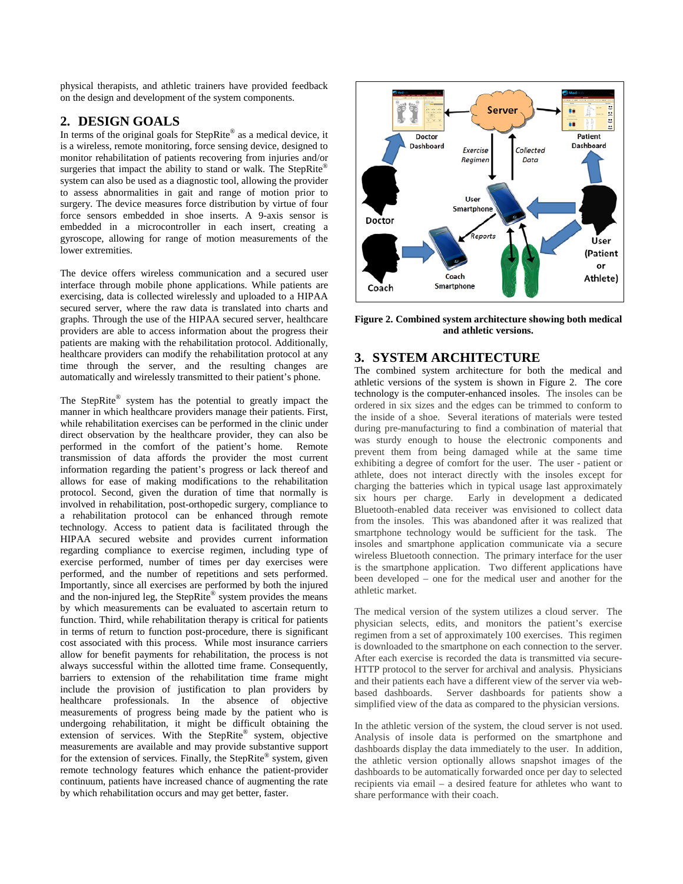physical therapists, and athletic trainers have provided feedback on the design and development of the system components.

## 2. DESIGN GOALS

In terms of the original goals for StepRite® as a medical device, it is a wireless, remote monitoring, force sensing device, designed to monitor rehabilitation of patients recovering from injuries and/or surgeries that impact the ability to stand or walk. The StepRite® system can also be used as a diagnostic tool, allowing the provider to assess abnormalities in gait and range of motion prior to surgery. The device measures force distribution by virtue of four force sensors embedded in shoe inserts. A 9-axis sensor is embedded in a microcontroller in each insert, creating a gyroscope, allowing for range of motion measurements of the lower extremities.

The device offers wireless communication and a secured user interface through mobile phone applications. While patients are exercising, data is collected wirelessly and uploaded to a HIPAA secured server, where the raw data is translated into charts and graphs. Through the use of the HIPAA secured server, healthcare providers are able to access information about the progress their patients are making with the rehabilitation protocol. Additionally, healthcare providers can modify the rehabilitation protocol at any time through the server, and the resulting changes are automatically and wirelessly transmitted to their patient's phone.

The StepRite® system has the potential to greatly impact the manner in which healthcare providers manage their patients. First, while rehabilitation exercises can be performed in the clinic under direct observation by the healthcare provider, they can also be performed in the comfort of the patient's home. Remote transmission of data affords the provider the most current information regarding the patient's progress or lack thereof and allows for ease of making modifications to the rehabilitation protocol. Second, given the duration of time that normally is involved in rehabilitation, post-orthopedic surgery, compliance to a rehabilitation protocol can be enhanced through remote technology. Access to patient data is facilitated through the HIPAA secured website and provides current information regarding compliance to exercise regimen, including type of exercise performed, number of times per day exercises were performed, and the number of repetitions and sets performed. Importantly, since all exercises are performed by both the injured and the non-injured leg, the StepRite® system provides the means by which measurements can be evaluated to ascertain return to function. Third, while rehabilitation therapy is critical for patients in terms of return to function post-procedure, there is significant cost associated with this process. While most insurance carriers allow for benefit payments for rehabilitation, the process is not always successful within the allotted time frame. Consequently, barriers to extension of the rehabilitation time frame might include the provision of justification to plan providers by healthcare professionals. In the absence of objective measurements of progress being made by the patient who is undergoing rehabilitation, it might be difficult obtaining the extension of services. With the StepRite® system, objective measurements are available and may provide substantive support for the extension of services. Finally, the StepRite® system, given remote technology features which enhance the patient-provider continuum, patients have increased chance of augmenting the rate by which rehabilitation occurs and may get better, faster.

**Figure 2. Combined system architecture showing both medical and athletic versions.**

## 3. SYSTEM ARCHITECTURE

The combined system architecture for both the medical and athletic versions of the system is shown in Figure 2. The core technology is the computer-enhanced insoles. The insoles can be ordered in six sizes and the edges can be trimmed to conform to the inside of a shoe. Several iterations of materials were tested during pre-manufacturing to find a combination of material that was sturdy enough to house the electronic components and prevent them from being damaged while at the same time exhibiting a degree of comfort for the user. The user - patient or athlete, does not interact directly with the insoles except for charging the batteries which in typical usage last approximately six hours per charge. Early in development a dedicated Bluetooth-enabled data receiver was envisioned to collect data from the insoles. This was abandoned after it was realized that smartphone technology would be sufficient for the task. The insoles and smartphone application communicate via a secure wireless Bluetooth connection. The primary interface for the user is the smartphone application. Two different applications have been developed – one for the medical user and another for the athletic market.

The medical version of the system utilizes a cloud server. The physician selects, edits, and monitors the patient's exercise regimen from a set of approximately 100 exercises. This regimen is downloaded to the smartphone on each connection to the server. After each exercise is recorded the data is transmitted via secure-HTTP protocol to the server for archival and analysis. Physicians and their patients each have a different view of the server via web-based dashboards. Server dashboards for patients show a simplified view of the data as compared to the physician versions.

In the athletic version of the system, the cloud server is not used. Analysis of insole data is performed on the smartphone and dashboards display the data immediately to the user. In addition, the athletic version optionally allows snapshot images of the dashboards to be automatically forwarded once per day to selected recipients via email – a desired feature for athletes who want to share performance with their coach.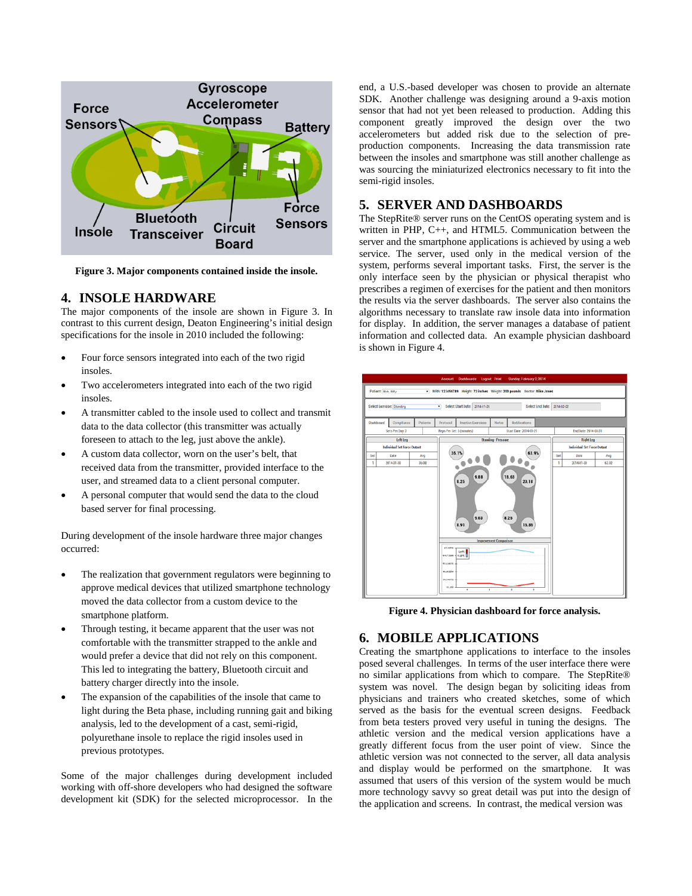Figure 3. Major components contained inside the insole.

## 4. INSOLE HARDWARE

The major components of the insole are shown in Figure 3. In contrast to this current design, Deaton Engineering's initial design specifications for the insole in 2010 included the following:

- Four force sensors integrated into each of the two rigid insoles.
- Two accelerometers integrated into each of the two rigid insoles.
- A transmitter cabled to the insole used to collect and transmit data to the data collector (this transmitter was actually foreseen to attach to the leg, just above the ankle).
- A custom data collector, worn on the user's belt, that received data from the transmitter, provided interface to the user, and streamed data to a client personal computer.
- A personal computer that would send the data to the cloud based server for final processing.

During development of the insole hardware three major changes occurred:

- The realization that government regulators were beginning to approve medical devices that utilized smartphone technology moved the data collector from a custom device to the smartphone platform.
- Through testing, it became apparent that the user was not comfortable with the transmitter strapped to the ankle and would prefer a device that did not rely on this component. This led to integrating the battery, Bluetooth circuit and battery charger directly into the insole.
- The expansion of the capabilities of the insole that came to light during the Beta phase, including running gait and biking analysis, led to the development of a cast, semi-rigid, polyurethane insole to replace the rigid insoles used in previous prototypes.

Some of the major challenges during development included working with off-shore developers who had designed the software development kit (SDK) for the selected microprocessor. In the end, a U.S.-based developer was chosen to provide an alternate SDK. Another challenge was designing around a 9-axis motion sensor that had not yet been released to production. Adding this component greatly improved the design over the two accelerometers but added risk due to the selection of pre-production components. Increasing the data transmission rate between the insoles and smartphone was still another challenge as was sourcing the miniaturized electronics necessary to fit into the semi-rigid insoles.

## 5. SERVER AND DASHBOARDS

The StepRite® server runs on the CentOS operating system and is written in PHP, C++, and HTML5. Communication between the server and the smartphone applications is achieved by using a web service. The server, used only in the medical version of the system, performs several important tasks. First, the server is the only interface seen by the physician or physical therapist who prescribes a regimen of exercises for the patient and then monitors the results via the server dashboards. The server also contains the algorithms necessary to translate raw insole data into information for display. In addition, the server manages a database of patient information and collected data. An example physician dashboard is shown in Figure 4.

Figure 4. Physician dashboard for force analysis.

## 6. MOBILE APPLICATIONS

Creating the smartphone applications to interface to the insoles posed several challenges. In terms of the user interface there were no similar applications from which to compare. The StepRite® system was novel. The design began by soliciting ideas from physicians and trainers who created sketches, some of which served as the basis for the eventual screen designs. Feedback from beta testers proved very useful in tuning the designs. The athletic version and the medical version applications have a greatly different focus from the user point of view. Since the athletic version was not connected to the server, all data analysis and display would be performed on the smartphone. It was assumed that users of this version of the system would be much more technology savvy so great detail was put into the design of the application and screens. In contrast, the medical version was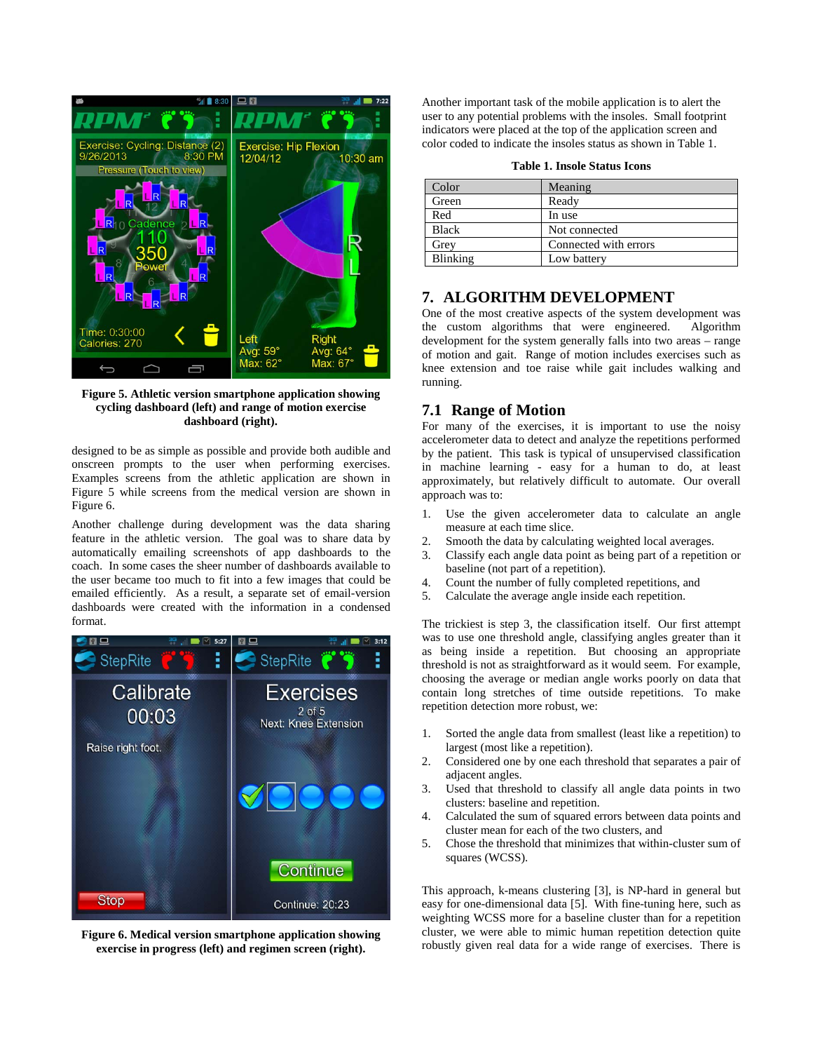Figure 5. Athletic version smartphone application showing cycling dashboard (left) and range of motion exercise dashboard (right).

designed to be as simple as possible and provide both audible and onscreen prompts to the user when performing exercises. Examples screens from the athletic application are shown in Figure 5 while screens from the medical version are shown in Figure 6.

Another challenge during development was the data sharing feature in the athletic version. The goal was to share data by automatically emailing screenshots of app dashboards to the coach. In some cases the sheer number of dashboards available to the user became too much to fit into a few images that could be emailed efficiently. As a result, a separate set of email-version dashboards were created with the information in a condensed format.

Figure 6. Medical version smartphone application showing exercise in progress (left) and regimen screen (right).

Another important task of the mobile application is to alert the user to any potential problems with the insoles. Small footprint indicators were placed at the top of the application screen and color coded to indicate the insoles status as shown in Table 1.

**Table 1. Insole Status Icons**

| Color | Meaning |
|---|---|
| Green | Ready |
| Red | In use |
| Black | Not connected |
| Grey | Connected with errors |
| Blinking | Low battery |

# 7. ALGORITHM DEVELOPMENT

One of the most creative aspects of the system development was the custom algorithms that were engineered. Algorithm development for the system generally falls into two areas – range of motion and gait. Range of motion includes exercises such as knee extension and toe raise while gait includes walking and running.

## 7.1 Range of Motion

For many of the exercises, it is important to use the noisy accelerometer data to detect and analyze the repetitions performed by the patient. This task is typical of unsupervised classification in machine learning - easy for a human to do, at least approximately, but relatively difficult to automate. Our overall approach was to:

1. Use the given accelerometer data to calculate an angle measure at each time slice.
2. Smooth the data by calculating weighted local averages.
3. Classify each angle data point as being part of a repetition or baseline (not part of a repetition).
4. Count the number of fully completed repetitions, and
5. Calculate the average angle inside each repetition.

The trickiest is step 3, the classification itself. Our first attempt was to use one threshold angle, classifying angles greater than it as being inside a repetition. But choosing an appropriate threshold is not as straightforward as it would seem. For example, choosing the average or median angle works poorly on data that contain long stretches of time outside repetitions. To make repetition detection more robust, we:

1. Sorted the angle data from smallest (least like a repetition) to largest (most like a repetition).
2. Considered one by one each threshold that separates a pair of adjacent angles.
3. Used that threshold to classify all angle data points in two clusters: baseline and repetition.
4. Calculated the sum of squared errors between data points and cluster mean for each of the two clusters, and
5. Chose the threshold that minimizes that within-cluster sum of squares (WCSS).

This approach, k-means clustering [3], is NP-hard in general but easy for one-dimensional data [5]. With fine-tuning here, such as weighting WCSS more for a baseline cluster than for a repetition cluster, we were able to mimic human repetition detection quite robustly given real data for a wide range of exercises. There is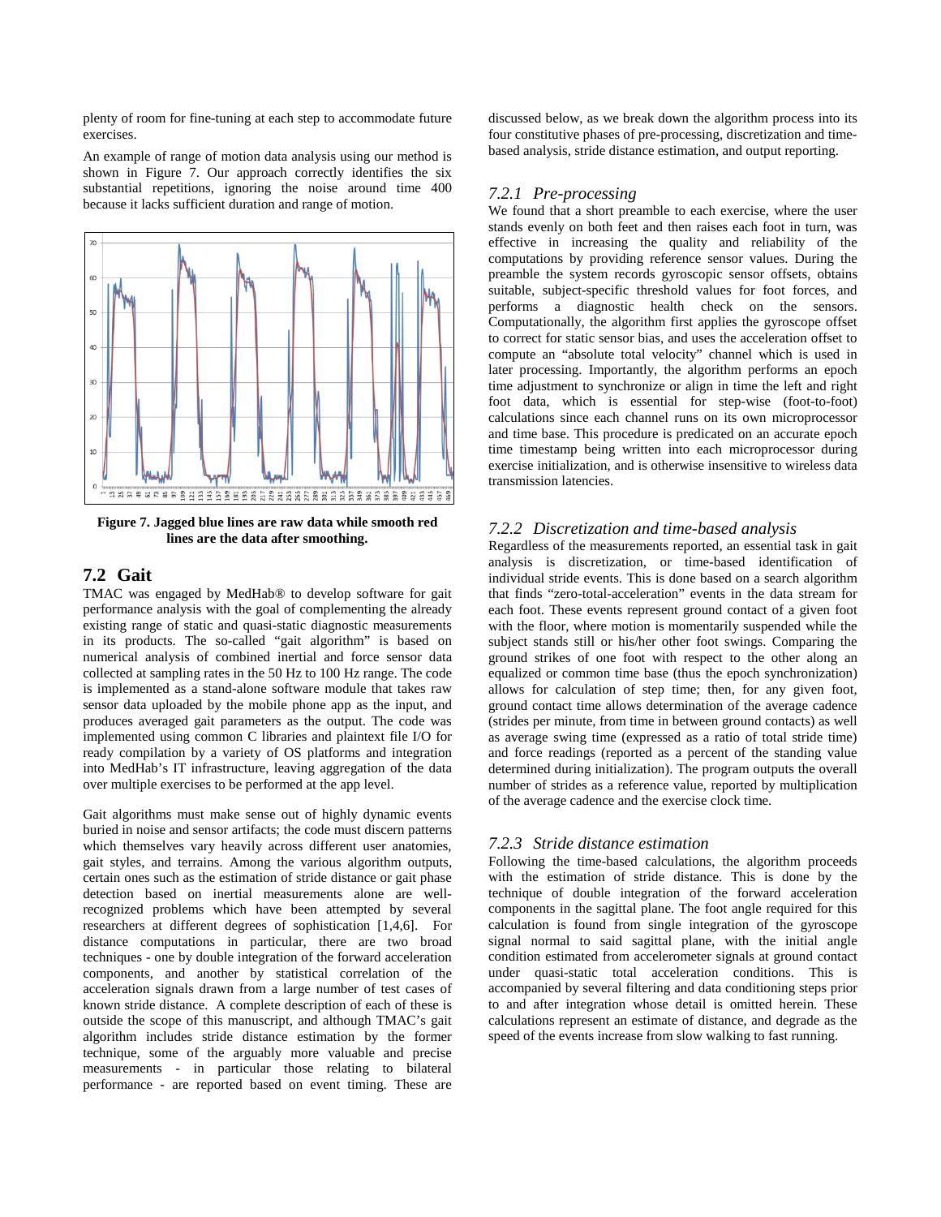plenty of room for fine-tuning at each step to accommodate future exercises.

An example of range of motion data analysis using our method is shown in Figure 7. Our approach correctly identifies the six substantial repetitions, ignoring the noise around time 400 because it lacks sufficient duration and range of motion.

**Figure 7. Jagged blue lines are raw data while smooth red lines are the data after smoothing.**

## 7.2 Gait

TMAC was engaged by MedHab® to develop software for gait performance analysis with the goal of complementing the already existing range of static and quasi-static diagnostic measurements in its products. The so-called "gait algorithm" is based on numerical analysis of combined inertial and force sensor data collected at sampling rates in the 50 Hz to 100 Hz range. The code is implemented as a stand-alone software module that takes raw sensor data uploaded by the mobile phone app as the input, and produces averaged gait parameters as the output. The code was implemented using common C libraries and plaintext file I/O for ready compilation by a variety of OS platforms and integration into MedHab's IT infrastructure, leaving aggregation of the data over multiple exercises to be performed at the app level.

Gait algorithms must make sense out of highly dynamic events buried in noise and sensor artifacts; the code must discern patterns which themselves vary heavily across different user anatomies, gait styles, and terrains. Among the various algorithm outputs, certain ones such as the estimation of stride distance or gait phase detection based on inertial measurements alone are well-recognized problems which have been attempted by several researchers at different degrees of sophistication [1,4,6]. For distance computations in particular, there are two broad techniques - one by double integration of the forward acceleration components, and another by statistical correlation of the acceleration signals drawn from a large number of test cases of known stride distance. A complete description of each of these is outside the scope of this manuscript, and although TMAC's gait algorithm includes stride distance estimation by the former technique, some of the arguably more valuable and precise measurements - in particular those relating to bilateral performance - are reported based on event timing. These are discussed below, as we break down the algorithm process into its four constitutive phases of pre-processing, discretization and time-based analysis, stride distance estimation, and output reporting.

### *7.2.1 Pre-processing*

We found that a short preamble to each exercise, where the user stands evenly on both feet and then raises each foot in turn, was effective in increasing the quality and reliability of the computations by providing reference sensor values. During the preamble the system records gyroscopic sensor offsets, obtains suitable, subject-specific threshold values for foot forces, and performs a diagnostic health check on the sensors. Computationally, the algorithm first applies the gyroscope offset to correct for static sensor bias, and uses the acceleration offset to compute an "absolute total velocity" channel which is used in later processing. Importantly, the algorithm performs an epoch time adjustment to synchronize or align in time the left and right foot data, which is essential for step-wise (foot-to-foot) calculations since each channel runs on its own microprocessor and time base. This procedure is predicated on an accurate epoch time timestamp being written into each microprocessor during exercise initialization, and is otherwise insensitive to wireless data transmission latencies.

### *7.2.2 Discretization and time-based analysis*

Regardless of the measurements reported, an essential task in gait analysis is discretization, or time-based identification of individual stride events. This is done based on a search algorithm that finds "zero-total-acceleration" events in the data stream for each foot. These events represent ground contact of a given foot with the floor, where motion is momentarily suspended while the subject stands still or his/her other foot swings. Comparing the ground strikes of one foot with respect to the other along an equalized or common time base (thus the epoch synchronization) allows for calculation of step time; then, for any given foot, ground contact time allows determination of the average cadence (strides per minute, from time in between ground contacts) as well as average swing time (expressed as a ratio of total stride time) and force readings (reported as a percent of the standing value determined during initialization). The program outputs the overall number of strides as a reference value, reported by multiplication of the average cadence and the exercise clock time.

### *7.2.3 Stride distance estimation*

Following the time-based calculations, the algorithm proceeds with the estimation of stride distance. This is done by the technique of double integration of the forward acceleration components in the sagittal plane. The foot angle required for this calculation is found from single integration of the gyroscope signal normal to said sagittal plane, with the initial angle condition estimated from accelerometer signals at ground contact under quasi-static total acceleration conditions. This is accompanied by several filtering and data conditioning steps prior to and after integration whose detail is omitted herein. These calculations represent an estimate of distance, and degrade as the speed of the events increase from slow walking to fast running.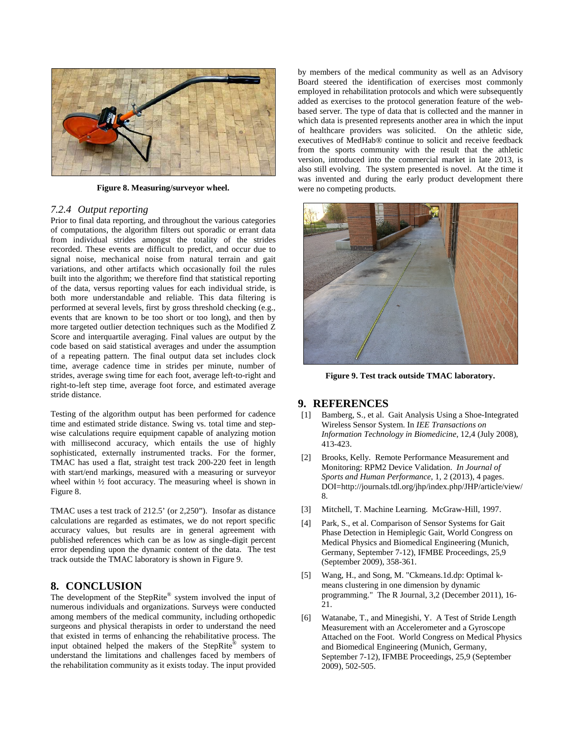Figure 8. Measuring/surveyor wheel.

### 7.2.4 Output reporting

Prior to final data reporting, and throughout the various categories of computations, the algorithm filters out sporadic or errant data from individual strides amongst the totality of the strides recorded. These events are difficult to predict, and occur due to signal noise, mechanical noise from natural terrain and gait variations, and other artifacts which occasionally foil the rules built into the algorithm; we therefore find that statistical reporting of the data, versus reporting values for each individual stride, is both more understandable and reliable. This data filtering is performed at several levels, first by gross threshold checking (e.g., events that are known to be too short or too long), and then by more targeted outlier detection techniques such as the Modified Z Score and interquartile averaging. Final values are output by the code based on said statistical averages and under the assumption of a repeating pattern. The final output data set includes clock time, average cadence time in strides per minute, number of strides, average swing time for each foot, average left-to-right and right-to-left step time, average foot force, and estimated average stride distance.

Testing of the algorithm output has been performed for cadence time and estimated stride distance. Swing vs. total time and step-wise calculations require equipment capable of analyzing motion with millisecond accuracy, which entails the use of highly sophisticated, externally instrumented tracks. For the former, TMAC has used a flat, straight test track 200-220 feet in length with start/end markings, measured with a measuring or surveyor wheel within ½ foot accuracy. The measuring wheel is shown in Figure 8.

TMAC uses a test track of 212.5' (or 2,250"). Insofar as distance calculations are regarded as estimates, we do not report specific accuracy values, but results are in general agreement with published references which can be as low as single-digit percent error depending upon the dynamic content of the data. The test track outside the TMAC laboratory is shown in Figure 9.

## 8. CONCLUSION

The development of the StepRite® system involved the input of numerous individuals and organizations. Surveys were conducted among members of the medical community, including orthopedic surgeons and physical therapists in order to understand the need that existed in terms of enhancing the rehabilitative process. The input obtained helped the makers of the StepRite® system to understand the limitations and challenges faced by members of the rehabilitation community as it exists today. The input provided by members of the medical community as well as an Advisory Board steered the identification of exercises most commonly employed in rehabilitation protocols and which were subsequently added as exercises to the protocol generation feature of the web-based server. The type of data that is collected and the manner in which data is presented represents another area in which the input of healthcare providers was solicited. On the athletic side, executives of MedHab® continue to solicit and receive feedback from the sports community with the result that the athletic version, introduced into the commercial market in late 2013, is also still evolving. The system presented is novel. At the time it was invented and during the early product development there were no competing products.

Figure 9. Test track outside TMAC laboratory.

## 9. REFERENCES

[1] Bamberg, S., et al. Gait Analysis Using a Shoe-Integrated Wireless Sensor System. In *IEE Transactions on Information Technology in Biomedicine*, 12,4 (July 2008), 413-423.

[2] Brooks, Kelly. Remote Performance Measurement and Monitoring: RPM2 Device Validation. *In Journal of Sports and Human Performance*, 1, 2 (2013), 4 pages. DOI=http://journals.tdl.org/jhp/index.php/JHP/article/view/8.

[3] Mitchell, T. Machine Learning. McGraw-Hill, 1997.

[4] Park, S., et al. Comparison of Sensor Systems for Gait Phase Detection in Hemiplegic Gait, World Congress on Medical Physics and Biomedical Engineering (Munich, Germany, September 7-12), IFMBE Proceedings, 25,9 (September 2009), 358-361.

[5] Wang, H., and Song, M. "Ckmeans.1d.dp: Optimal k-means clustering in one dimension by dynamic programming." The R Journal, 3,2 (December 2011), 16-21.

[6] Watanabe, T., and Minegishi, Y. A Test of Stride Length Measurement with an Accelerometer and a Gyroscope Attached on the Foot. World Congress on Medical Physics and Biomedical Engineering (Munich, Germany, September 7-12), IFMBE Proceedings, 25,9 (September 2009), 502-505.